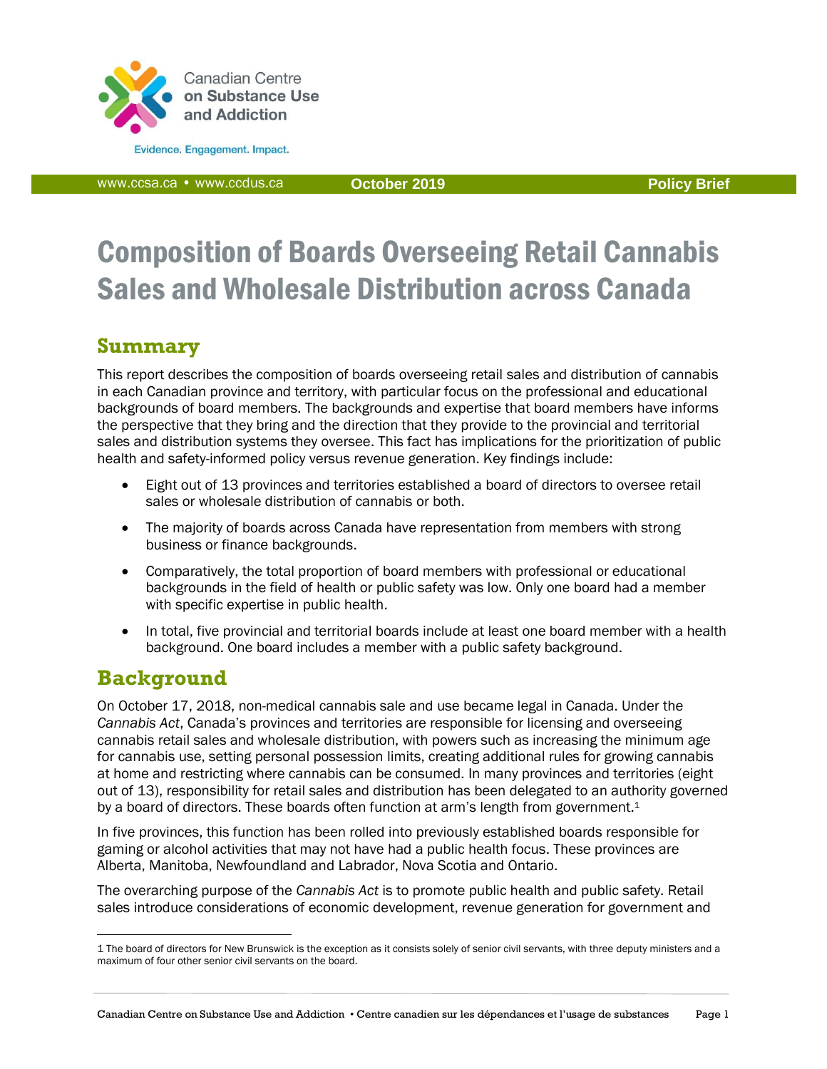Canadian Centre on Substance Use and Addiction

Evidence. Engagement. Impact.

www.ccsa.ca • www.ccdus.ca | October 2019 | Policy Brief

# Composition of Boards Overseeing Retail Cannabis Sales and Wholesale Distribution across Canada

## Summary

This report describes the composition of boards overseeing retail sales and distribution of cannabis in each Canadian province and territory, with particular focus on the professional and educational backgrounds of board members. The backgrounds and expertise that board members have informs the perspective that they bring and the direction that they provide to the provincial and territorial sales and distribution systems they oversee. This fact has implications for the prioritization of public health and safety-informed policy versus revenue generation. Key findings include:

- Eight out of 13 provinces and territories established a board of directors to oversee retail sales or wholesale distribution of cannabis or both.
- The majority of boards across Canada have representation from members with strong business or finance backgrounds.
- Comparatively, the total proportion of board members with professional or educational backgrounds in the field of health or public safety was low. Only one board had a member with specific expertise in public health.
- In total, five provincial and territorial boards include at least one board member with a health background. One board includes a member with a public safety background.

## Background

On October 17, 2018, non-medical cannabis sale and use became legal in Canada. Under the *Cannabis Act*, Canada's provinces and territories are responsible for licensing and overseeing cannabis retail sales and wholesale distribution, with powers such as increasing the minimum age for cannabis use, setting personal possession limits, creating additional rules for growing cannabis at home and restricting where cannabis can be consumed. In many provinces and territories (eight out of 13), responsibility for retail sales and distribution has been delegated to an authority governed by a board of directors. These boards often function at arm's length from government.[1]

In five provinces, this function has been rolled into previously established boards responsible for gaming or alcohol activities that may not have had a public health focus. These provinces are Alberta, Manitoba, Newfoundland and Labrador, Nova Scotia and Ontario.

The overarching purpose of the *Cannabis Act* is to promote public health and public safety. Retail sales introduce considerations of economic development, revenue generation for government and

---

1 The board of directors for New Brunswick is the exception as it consists solely of senior civil servants, with three deputy ministers and a maximum of four other senior civil servants on the board.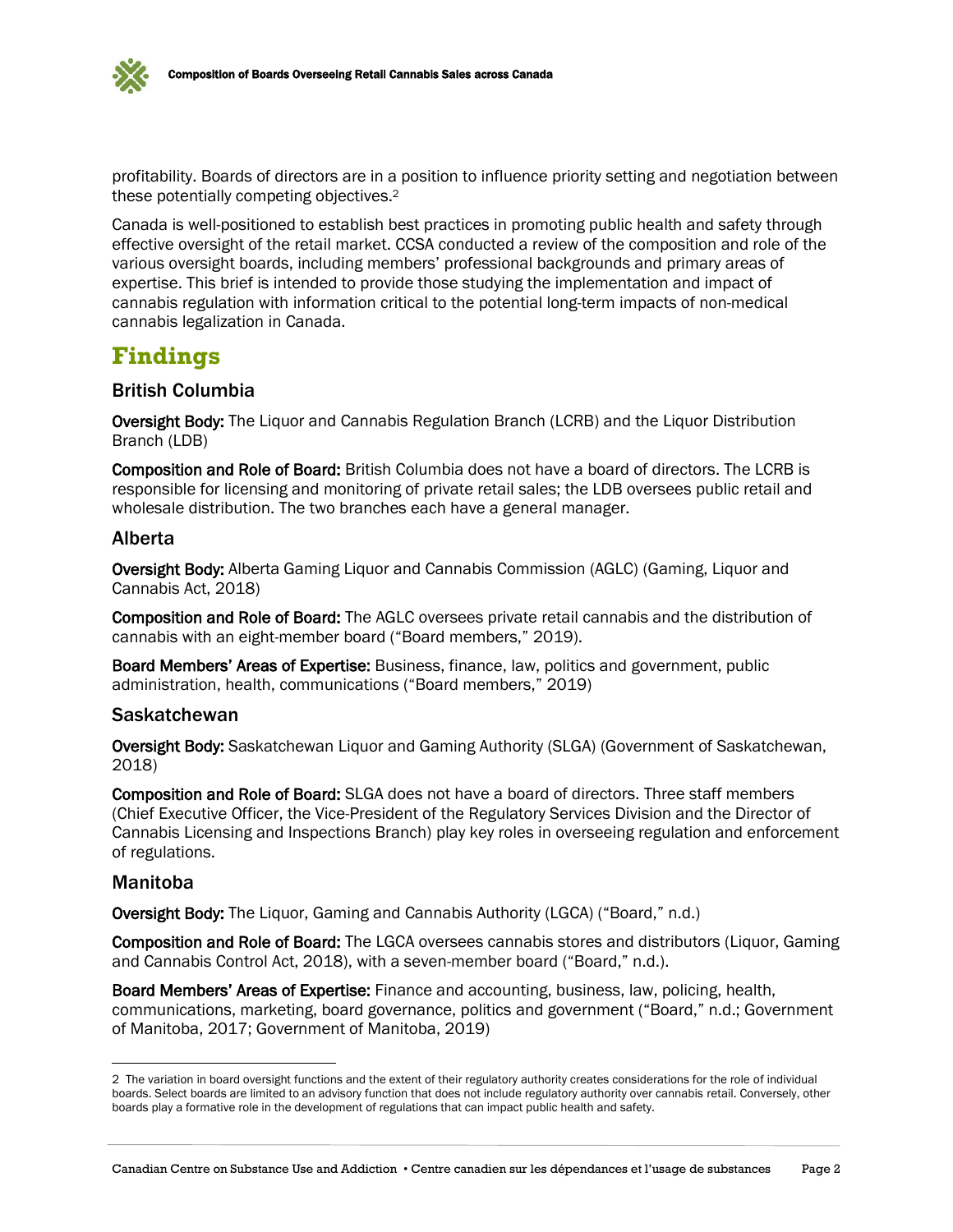profitability. Boards of directors are in a position to influence priority setting and negotiation between these potentially competing objectives.[2]

Canada is well-positioned to establish best practices in promoting public health and safety through effective oversight of the retail market. CCSA conducted a review of the composition and role of the various oversight boards, including members' professional backgrounds and primary areas of expertise. This brief is intended to provide those studying the implementation and impact of cannabis regulation with information critical to the potential long-term impacts of non-medical cannabis legalization in Canada.

# Findings

## British Columbia

**Oversight Body:** The Liquor and Cannabis Regulation Branch (LCRB) and the Liquor Distribution Branch (LDB)

**Composition and Role of Board:** British Columbia does not have a board of directors. The LCRB is responsible for licensing and monitoring of private retail sales; the LDB oversees public retail and wholesale distribution. The two branches each have a general manager.

## Alberta

**Oversight Body:** Alberta Gaming Liquor and Cannabis Commission (AGLC) (Gaming, Liquor and Cannabis Act, 2018)

**Composition and Role of Board:** The AGLC oversees private retail cannabis and the distribution of cannabis with an eight-member board ("Board members," 2019).

**Board Members' Areas of Expertise:** Business, finance, law, politics and government, public administration, health, communications ("Board members," 2019)

## Saskatchewan

**Oversight Body:** Saskatchewan Liquor and Gaming Authority (SLGA) (Government of Saskatchewan, 2018)

**Composition and Role of Board:** SLGA does not have a board of directors. Three staff members (Chief Executive Officer, the Vice-President of the Regulatory Services Division and the Director of Cannabis Licensing and Inspections Branch) play key roles in overseeing regulation and enforcement of regulations.

## Manitoba

**Oversight Body:** The Liquor, Gaming and Cannabis Authority (LGCA) ("Board," n.d.)

**Composition and Role of Board:** The LGCA oversees cannabis stores and distributors (Liquor, Gaming and Cannabis Control Act, 2018), with a seven-member board ("Board," n.d.).

**Board Members' Areas of Expertise:** Finance and accounting, business, law, policing, health, communications, marketing, board governance, politics and government ("Board," n.d.; Government of Manitoba, 2017; Government of Manitoba, 2019)

---

[2] The variation in board oversight functions and the extent of their regulatory authority creates considerations for the role of individual boards. Select boards are limited to an advisory function that does not include regulatory authority over cannabis retail. Conversely, other boards play a formative role in the development of regulations that can impact public health and safety.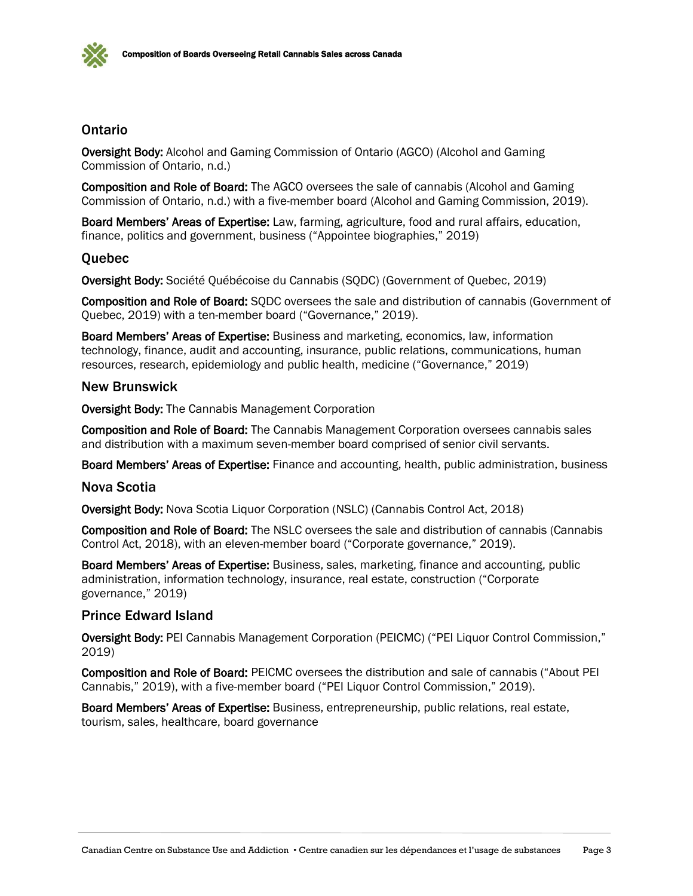## Ontario

**Oversight Body:** Alcohol and Gaming Commission of Ontario (AGCO) (Alcohol and Gaming Commission of Ontario, n.d.)

**Composition and Role of Board:** The AGCO oversees the sale of cannabis (Alcohol and Gaming Commission of Ontario, n.d.) with a five-member board (Alcohol and Gaming Commission, 2019).

**Board Members' Areas of Expertise:** Law, farming, agriculture, food and rural affairs, education, finance, politics and government, business ("Appointee biographies," 2019)

## Quebec

**Oversight Body:** Société Québécoise du Cannabis (SQDC) (Government of Quebec, 2019)

**Composition and Role of Board:** SQDC oversees the sale and distribution of cannabis (Government of Quebec, 2019) with a ten-member board ("Governance," 2019).

**Board Members' Areas of Expertise:** Business and marketing, economics, law, information technology, finance, audit and accounting, insurance, public relations, communications, human resources, research, epidemiology and public health, medicine ("Governance," 2019)

## New Brunswick

**Oversight Body:** The Cannabis Management Corporation

**Composition and Role of Board:** The Cannabis Management Corporation oversees cannabis sales and distribution with a maximum seven-member board comprised of senior civil servants.

**Board Members' Areas of Expertise:** Finance and accounting, health, public administration, business

## Nova Scotia

**Oversight Body:** Nova Scotia Liquor Corporation (NSLC) (Cannabis Control Act, 2018)

**Composition and Role of Board:** The NSLC oversees the sale and distribution of cannabis (Cannabis Control Act, 2018), with an eleven-member board ("Corporate governance," 2019).

**Board Members' Areas of Expertise:** Business, sales, marketing, finance and accounting, public administration, information technology, insurance, real estate, construction ("Corporate governance," 2019)

## Prince Edward Island

**Oversight Body:** PEI Cannabis Management Corporation (PEICMC) ("PEI Liquor Control Commission," 2019)

**Composition and Role of Board:** PEICMC oversees the distribution and sale of cannabis ("About PEI Cannabis," 2019), with a five-member board ("PEI Liquor Control Commission," 2019).

**Board Members' Areas of Expertise:** Business, entrepreneurship, public relations, real estate, tourism, sales, healthcare, board governance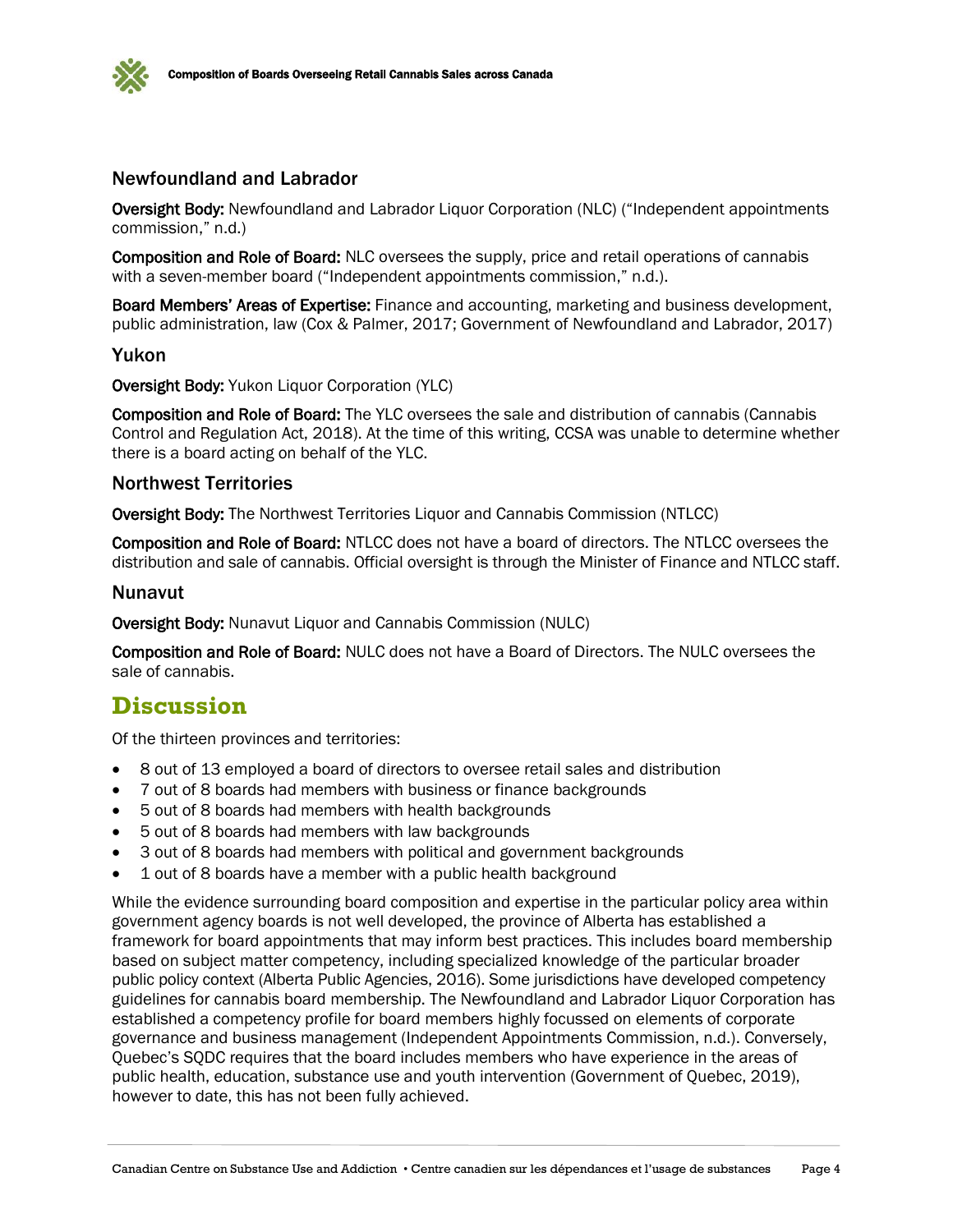### Newfoundland and Labrador

**Oversight Body:** Newfoundland and Labrador Liquor Corporation (NLC) ("Independent appointments commission," n.d.)

**Composition and Role of Board:** NLC oversees the supply, price and retail operations of cannabis with a seven-member board ("Independent appointments commission," n.d.).

**Board Members' Areas of Expertise:** Finance and accounting, marketing and business development, public administration, law (Cox & Palmer, 2017; Government of Newfoundland and Labrador, 2017)

### Yukon

**Oversight Body:** Yukon Liquor Corporation (YLC)

**Composition and Role of Board:** The YLC oversees the sale and distribution of cannabis (Cannabis Control and Regulation Act, 2018). At the time of this writing, CCSA was unable to determine whether there is a board acting on behalf of the YLC.

### Northwest Territories

**Oversight Body:** The Northwest Territories Liquor and Cannabis Commission (NTLCC)

**Composition and Role of Board:** NTLCC does not have a board of directors. The NTLCC oversees the distribution and sale of cannabis. Official oversight is through the Minister of Finance and NTLCC staff.

### Nunavut

**Oversight Body:** Nunavut Liquor and Cannabis Commission (NULC)

**Composition and Role of Board:** NULC does not have a Board of Directors. The NULC oversees the sale of cannabis.

## Discussion

Of the thirteen provinces and territories:

- 8 out of 13 employed a board of directors to oversee retail sales and distribution
- 7 out of 8 boards had members with business or finance backgrounds
- 5 out of 8 boards had members with health backgrounds
- 5 out of 8 boards had members with law backgrounds
- 3 out of 8 boards had members with political and government backgrounds
- 1 out of 8 boards have a member with a public health background

While the evidence surrounding board composition and expertise in the particular policy area within government agency boards is not well developed, the province of Alberta has established a framework for board appointments that may inform best practices. This includes board membership based on subject matter competency, including specialized knowledge of the particular broader public policy context (Alberta Public Agencies, 2016). Some jurisdictions have developed competency guidelines for cannabis board membership. The Newfoundland and Labrador Liquor Corporation has established a competency profile for board members highly focussed on elements of corporate governance and business management (Independent Appointments Commission, n.d.). Conversely, Quebec's SQDC requires that the board includes members who have experience in the areas of public health, education, substance use and youth intervention (Government of Quebec, 2019), however to date, this has not been fully achieved.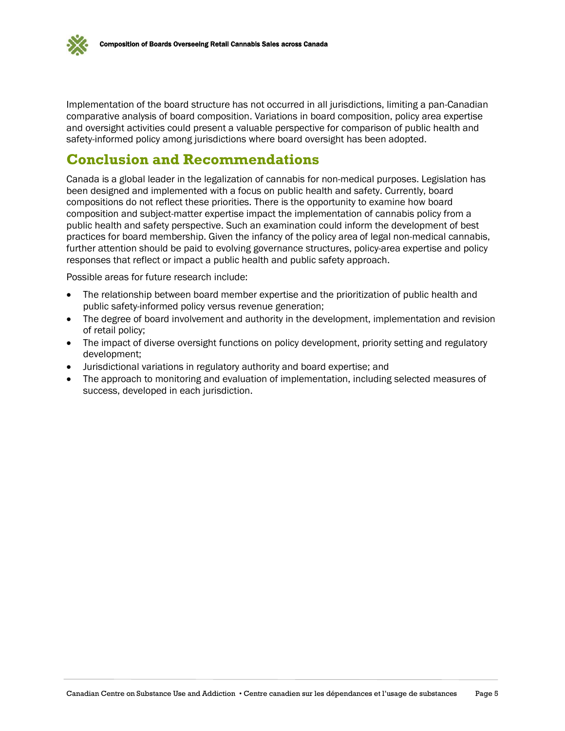Implementation of the board structure has not occurred in all jurisdictions, limiting a pan-Canadian comparative analysis of board composition. Variations in board composition, policy area expertise and oversight activities could present a valuable perspective for comparison of public health and safety-informed policy among jurisdictions where board oversight has been adopted.

## Conclusion and Recommendations

Canada is a global leader in the legalization of cannabis for non-medical purposes. Legislation has been designed and implemented with a focus on public health and safety. Currently, board compositions do not reflect these priorities. There is the opportunity to examine how board composition and subject-matter expertise impact the implementation of cannabis policy from a public health and safety perspective. Such an examination could inform the development of best practices for board membership. Given the infancy of the policy area of legal non-medical cannabis, further attention should be paid to evolving governance structures, policy-area expertise and policy responses that reflect or impact a public health and public safety approach.

Possible areas for future research include:

- The relationship between board member expertise and the prioritization of public health and public safety-informed policy versus revenue generation;
- The degree of board involvement and authority in the development, implementation and revision of retail policy;
- The impact of diverse oversight functions on policy development, priority setting and regulatory development;
- Jurisdictional variations in regulatory authority and board expertise; and
- The approach to monitoring and evaluation of implementation, including selected measures of success, developed in each jurisdiction.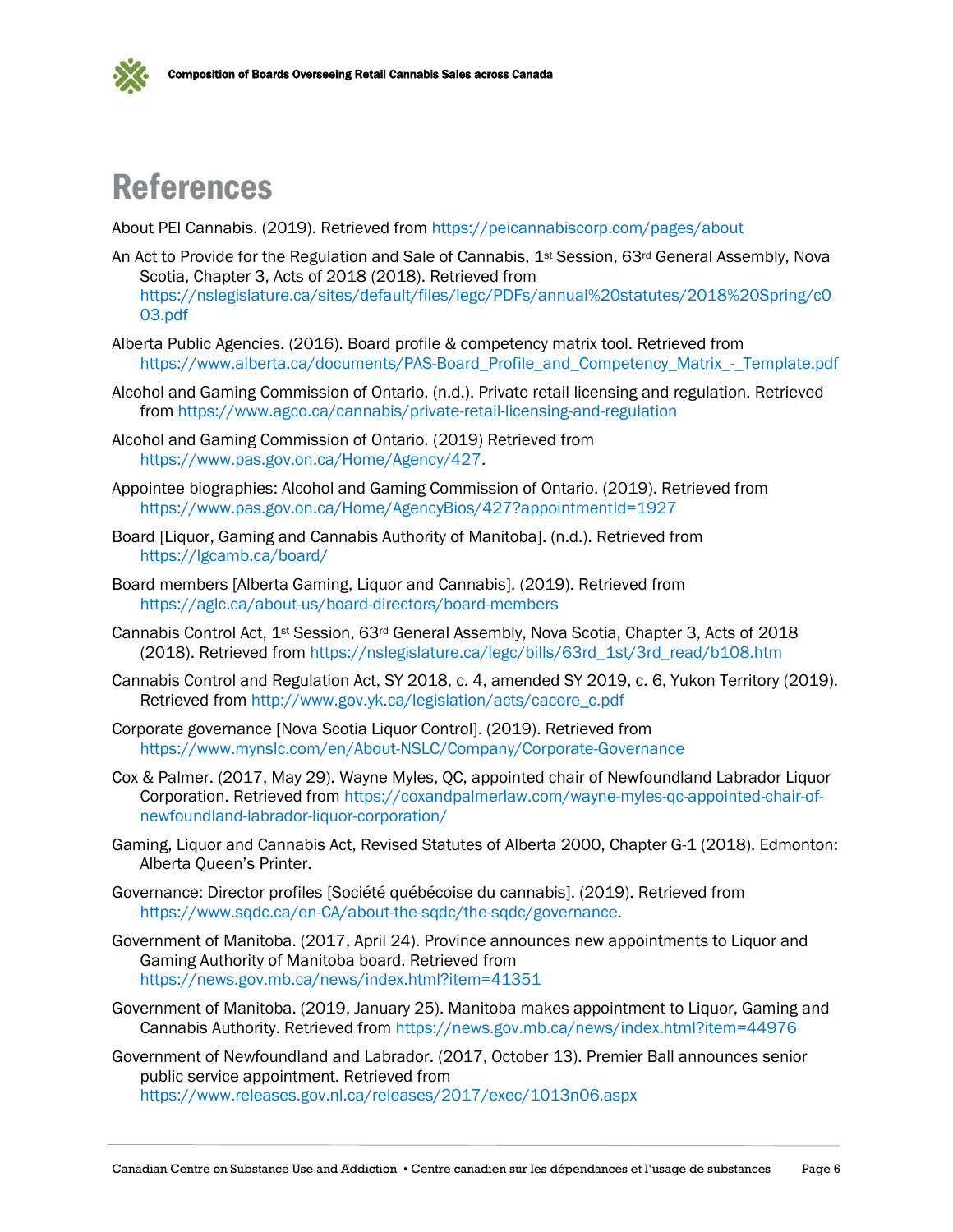# References

About PEI Cannabis. (2019). Retrieved from https://peicannabiscorp.com/pages/about

An Act to Provide for the Regulation and Sale of Cannabis, 1st Session, 63rd General Assembly, Nova Scotia, Chapter 3, Acts of 2018 (2018). Retrieved from https://nslegislature.ca/sites/default/files/legc/PDFs/annual%20statutes/2018%20Spring/c003.pdf

Alberta Public Agencies. (2016). Board profile & competency matrix tool. Retrieved from https://www.alberta.ca/documents/PAS-Board_Profile_and_Competency_Matrix_-_Template.pdf

Alcohol and Gaming Commission of Ontario. (n.d.). Private retail licensing and regulation. Retrieved from https://www.agco.ca/cannabis/private-retail-licensing-and-regulation

Alcohol and Gaming Commission of Ontario. (2019) Retrieved from https://www.pas.gov.on.ca/Home/Agency/427.

Appointee biographies: Alcohol and Gaming Commission of Ontario. (2019). Retrieved from https://www.pas.gov.on.ca/Home/AgencyBios/427?appointmentId=1927

Board [Liquor, Gaming and Cannabis Authority of Manitoba]. (n.d.). Retrieved from https://lgcamb.ca/board/

Board members [Alberta Gaming, Liquor and Cannabis]. (2019). Retrieved from https://aglc.ca/about-us/board-directors/board-members

Cannabis Control Act, 1st Session, 63rd General Assembly, Nova Scotia, Chapter 3, Acts of 2018 (2018). Retrieved from https://nslegislature.ca/legc/bills/63rd_1st/3rd_read/b108.htm

Cannabis Control and Regulation Act, SY 2018, c. 4, amended SY 2019, c. 6, Yukon Territory (2019). Retrieved from http://www.gov.yk.ca/legislation/acts/cacore_c.pdf

Corporate governance [Nova Scotia Liquor Control]. (2019). Retrieved from https://www.mynslc.com/en/About-NSLC/Company/Corporate-Governance

Cox & Palmer. (2017, May 29). Wayne Myles, QC, appointed chair of Newfoundland Labrador Liquor Corporation. Retrieved from https://coxandpalmerlaw.com/wayne-myles-qc-appointed-chair-of-newfoundland-labrador-liquor-corporation/

Gaming, Liquor and Cannabis Act, Revised Statutes of Alberta 2000, Chapter G-1 (2018). Edmonton: Alberta Queen's Printer.

Governance: Director profiles [Société québécoise du cannabis]. (2019). Retrieved from https://www.sqdc.ca/en-CA/about-the-sqdc/the-sqdc/governance.

Government of Manitoba. (2017, April 24). Province announces new appointments to Liquor and Gaming Authority of Manitoba board. Retrieved from https://news.gov.mb.ca/news/index.html?item=41351

Government of Manitoba. (2019, January 25). Manitoba makes appointment to Liquor, Gaming and Cannabis Authority. Retrieved from https://news.gov.mb.ca/news/index.html?item=44976

Government of Newfoundland and Labrador. (2017, October 13). Premier Ball announces senior public service appointment. Retrieved from https://www.releases.gov.nl.ca/releases/2017/exec/1013n06.aspx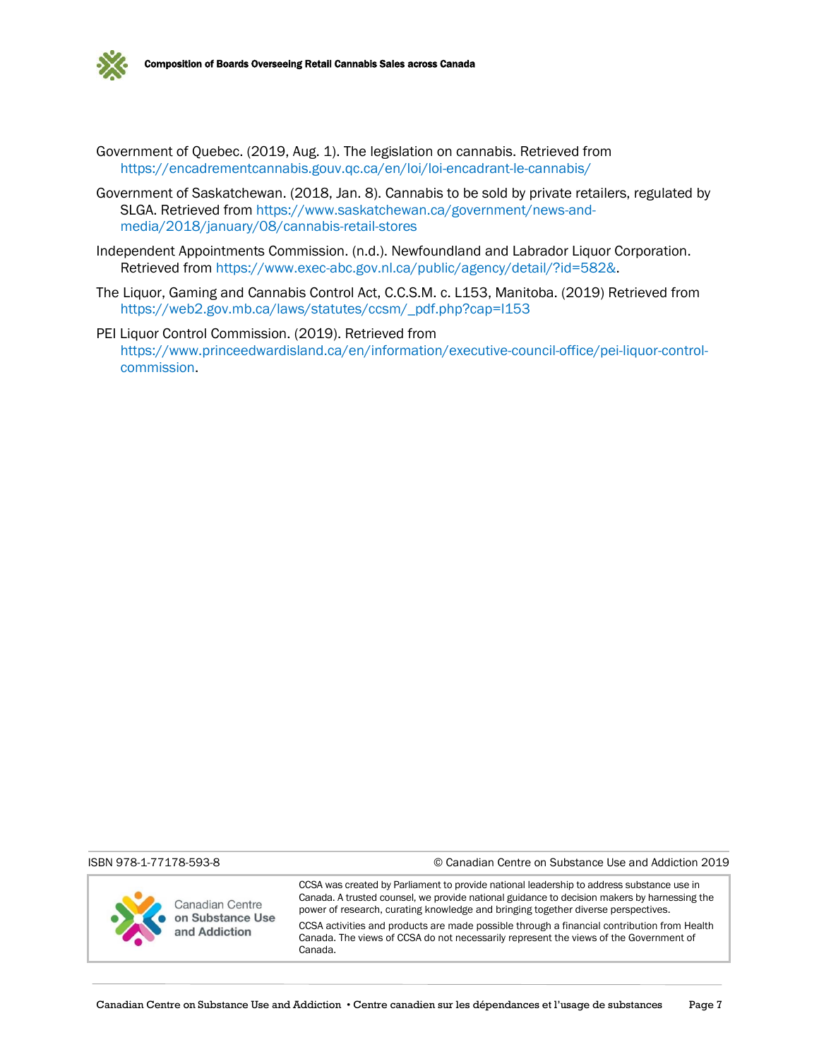Government of Quebec. (2019, Aug. 1). The legislation on cannabis. Retrieved from https://encadrementcannabis.gouv.qc.ca/en/loi/loi-encadrant-le-cannabis/

Government of Saskatchewan. (2018, Jan. 8). Cannabis to be sold by private retailers, regulated by SLGA. Retrieved from https://www.saskatchewan.ca/government/news-and-media/2018/january/08/cannabis-retail-stores

Independent Appointments Commission. (n.d.). Newfoundland and Labrador Liquor Corporation. Retrieved from https://www.exec-abc.gov.nl.ca/public/agency/detail/?id=582&.

The Liquor, Gaming and Cannabis Control Act, C.C.S.M. c. L153, Manitoba. (2019) Retrieved from https://web2.gov.mb.ca/laws/statutes/ccsm/_pdf.php?cap=l153

PEI Liquor Control Commission. (2019). Retrieved from https://www.princeedwardisland.ca/en/information/executive-council-office/pei-liquor-control-commission.

ISBN 978-1-77178-593-8

© Canadian Centre on Substance Use and Addiction 2019

Canadian Centre on Substance Use and Addiction

CCSA was created by Parliament to provide national leadership to address substance use in Canada. A trusted counsel, we provide national guidance to decision makers by harnessing the power of research, curating knowledge and bringing together diverse perspectives.

CCSA activities and products are made possible through a financial contribution from Health Canada. The views of CCSA do not necessarily represent the views of the Government of Canada.